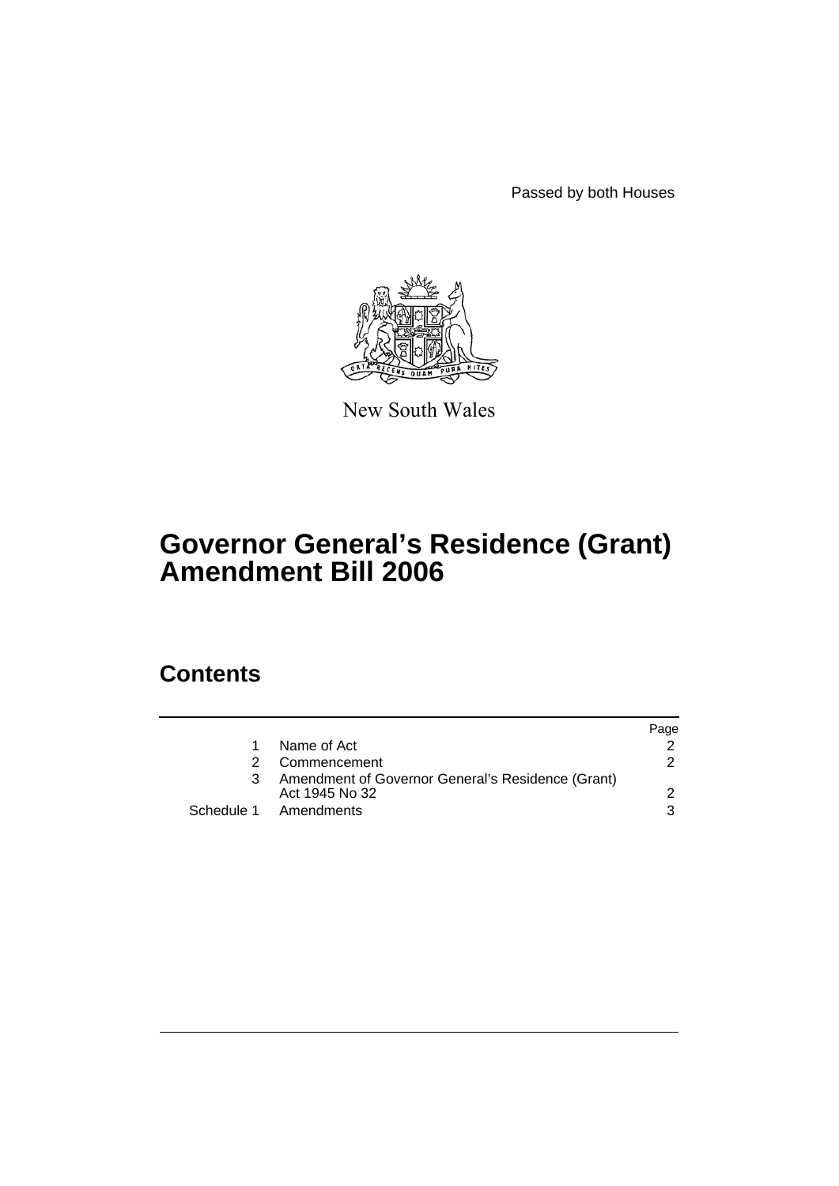Passed by both Houses

New South Wales

# Governor General's Residence (Grant) Amendment Bill 2006

## Contents

| | | Page |
|---|---|---|
| 1 | Name of Act | 2 |
| 2 | Commencement | 2 |
| 3 | Amendment of Governor General's Residence (Grant) Act 1945 No 32 | 2 |
| Schedule 1 | Amendments | 3 |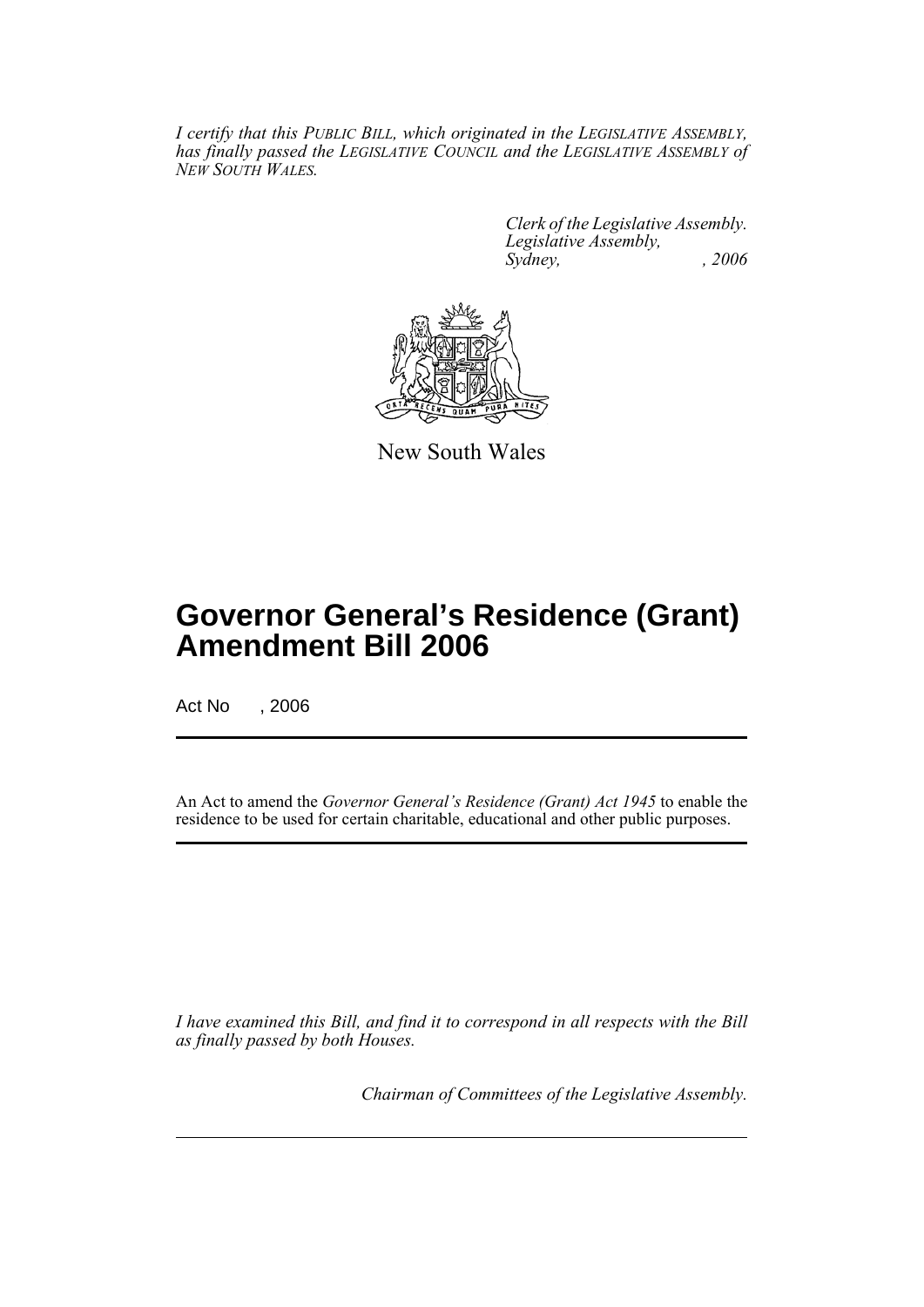*I certify that this PUBLIC BILL, which originated in the LEGISLATIVE ASSEMBLY, has finally passed the LEGISLATIVE COUNCIL and the LEGISLATIVE ASSEMBLY of NEW SOUTH WALES.*

*Clerk of the Legislative Assembly.*
*Legislative Assembly,*
*Sydney, , 2006*

New South Wales

# Governor General's Residence (Grant) Amendment Bill 2006

Act No , 2006

An Act to amend the *Governor General's Residence (Grant) Act 1945* to enable the residence to be used for certain charitable, educational and other public purposes.

*I have examined this Bill, and find it to correspond in all respects with the Bill as finally passed by both Houses.*

*Chairman of Committees of the Legislative Assembly.*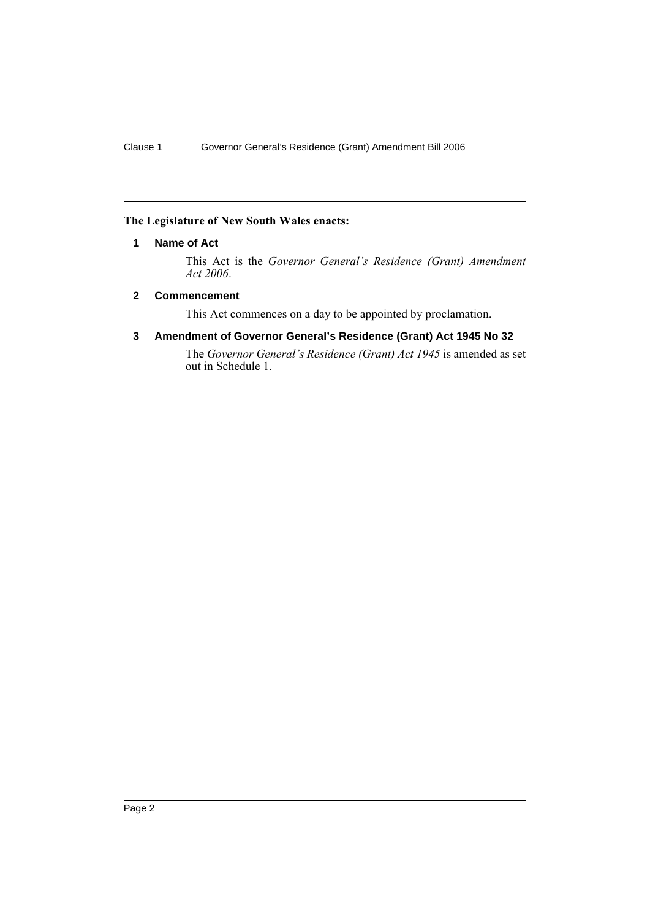**The Legislature of New South Wales enacts:**

## 1 Name of Act

This Act is the *Governor General's Residence (Grant) Amendment Act 2006*.

## 2 Commencement

This Act commences on a day to be appointed by proclamation.

## 3 Amendment of Governor General's Residence (Grant) Act 1945 No 32

The *Governor General's Residence (Grant) Act 1945* is amended as set out in Schedule 1.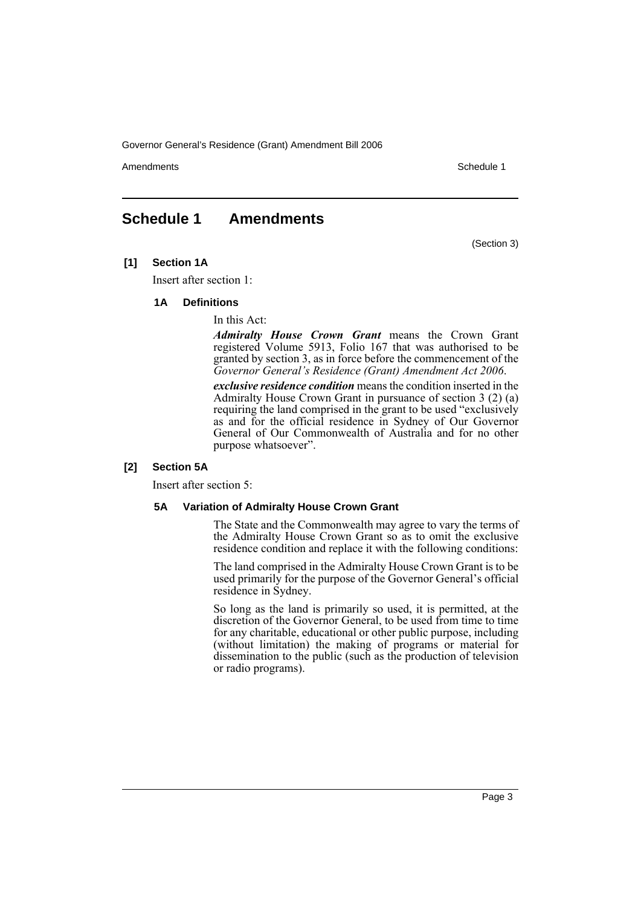# Schedule 1 Amendments

(Section 3)

**[1] Section 1A**

Insert after section 1:

### 1A Definitions

In this Act:

***Admiralty House Crown Grant*** means the Crown Grant registered Volume 5913, Folio 167 that was authorised to be granted by section 3, as in force before the commencement of the *Governor General's Residence (Grant) Amendment Act 2006*.

***exclusive residence condition*** means the condition inserted in the Admiralty House Crown Grant in pursuance of section 3 (2) (a) requiring the land comprised in the grant to be used "exclusively as and for the official residence in Sydney of Our Governor General of Our Commonwealth of Australia and for no other purpose whatsoever".

**[2] Section 5A**

Insert after section 5:

### 5A Variation of Admiralty House Crown Grant

The State and the Commonwealth may agree to vary the terms of the Admiralty House Crown Grant so as to omit the exclusive residence condition and replace it with the following conditions:

The land comprised in the Admiralty House Crown Grant is to be used primarily for the purpose of the Governor General's official residence in Sydney.

So long as the land is primarily so used, it is permitted, at the discretion of the Governor General, to be used from time to time for any charitable, educational or other public purpose, including (without limitation) the making of programs or material for dissemination to the public (such as the production of television or radio programs).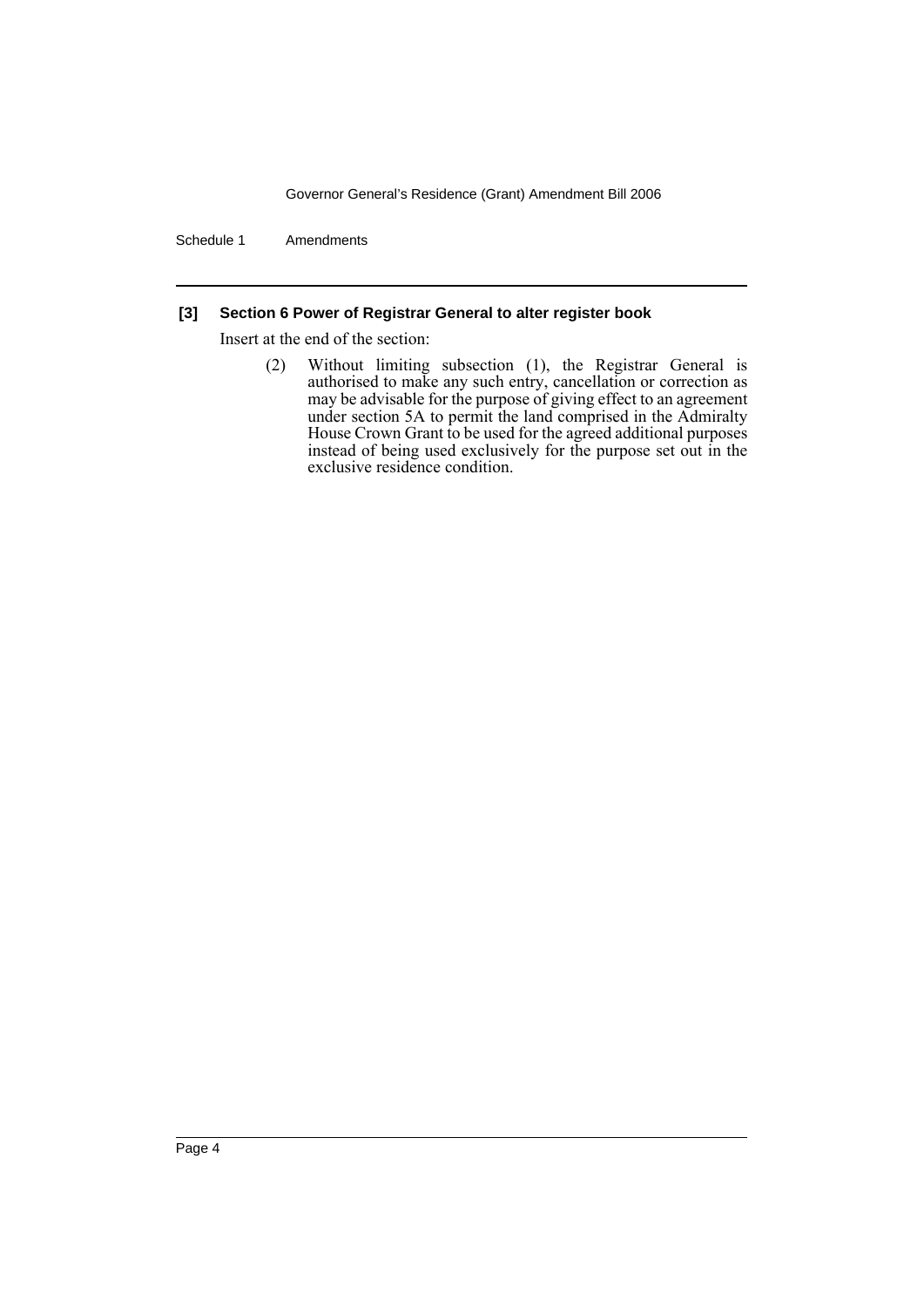### [3] Section 6 Power of Registrar General to alter register book

Insert at the end of the section:

(2) Without limiting subsection (1), the Registrar General is authorised to make any such entry, cancellation or correction as may be advisable for the purpose of giving effect to an agreement under section 5A to permit the land comprised in the Admiralty House Crown Grant to be used for the agreed additional purposes instead of being used exclusively for the purpose set out in the exclusive residence condition.